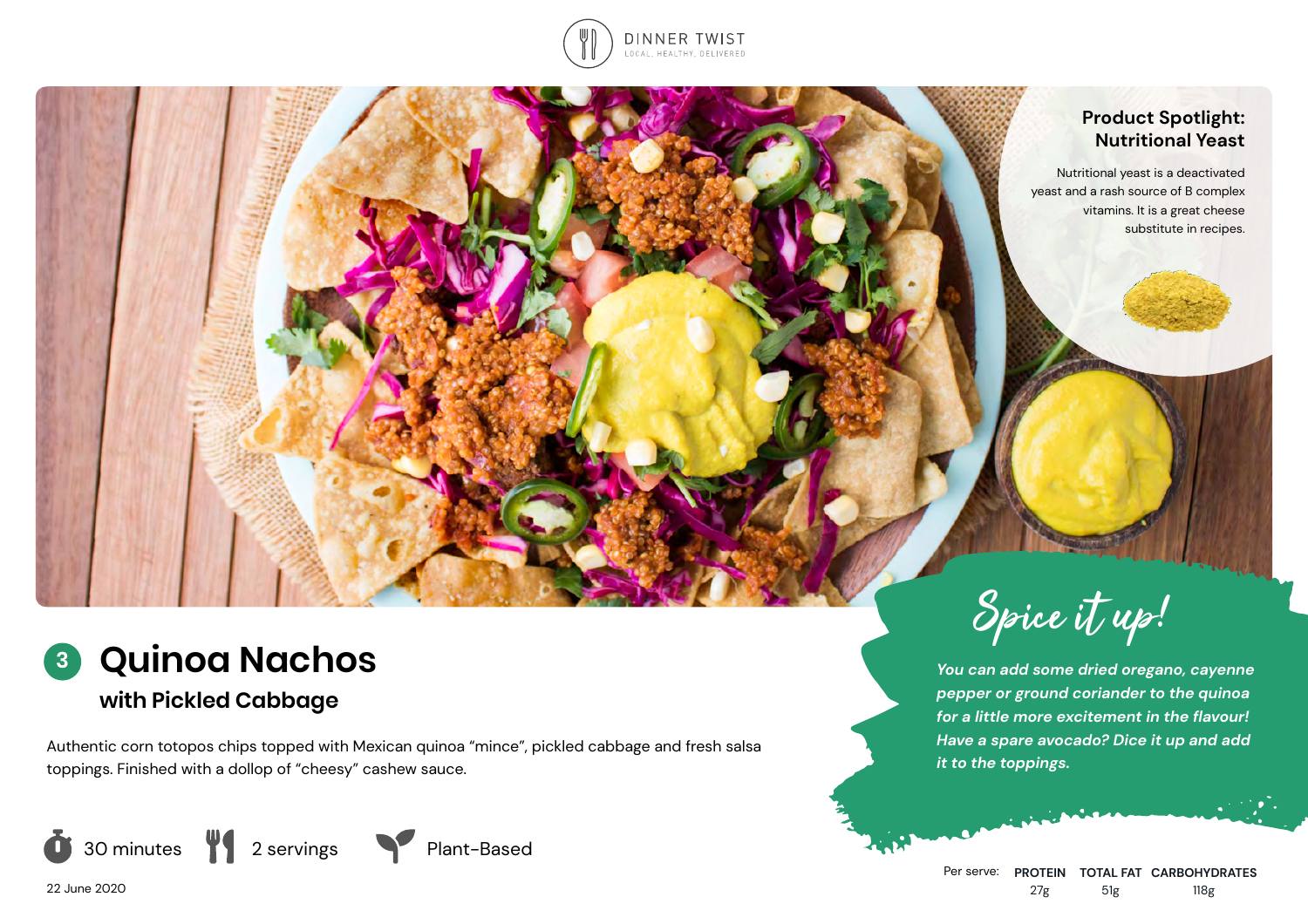DINNER TWIST
LOCAL, HEALTHY, DELIVERED

## Product Spotlight: Nutritional Yeast

Nutritional yeast is a deactivated yeast and a rash source of B complex vitamins. It is a great cheese substitute in recipes.

# 3 Quinoa Nachos

## with Pickled Cabbage

Authentic corn totopos chips topped with Mexican quinoa "mince", pickled cabbage and fresh salsa toppings. Finished with a dollop of "cheesy" cashew sauce.

30 minutes | 2 servings | Plant-Based

22 June 2020

### Spice it up!

*You can add some dried oregano, cayenne pepper or ground coriander to the quinoa for a little more excitement in the flavour! Have a spare avocado? Dice it up and add it to the toppings.*

| Per serve: | PROTEIN | TOTAL FAT | CARBOHYDRATES |
|---|---|---|---|
| | 27g | 51g | 118g |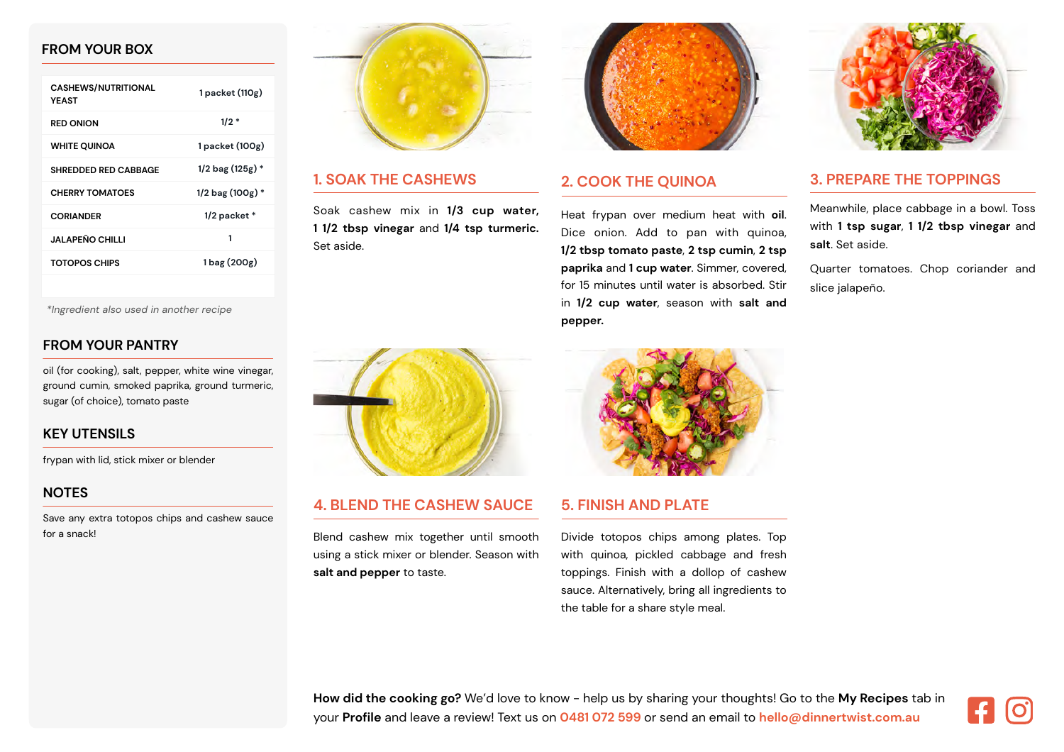## FROM YOUR BOX

| | |
|---|---|
| CASHEWS/NUTRITIONAL YEAST | 1 packet (110g) |
| RED ONION | 1/2 * |
| WHITE QUINOA | 1 packet (100g) |
| SHREDDED RED CABBAGE | 1/2 bag (125g) * |
| CHERRY TOMATOES | 1/2 bag (100g) * |
| CORIANDER | 1/2 packet * |
| JALAPEÑO CHILLI | 1 |
| TOTOPOS CHIPS | 1 bag (200g) |

*\*Ingredient also used in another recipe*

## FROM YOUR PANTRY

oil (for cooking), salt, pepper, white wine vinegar, ground cumin, smoked paprika, ground turmeric, sugar (of choice), tomato paste

## KEY UTENSILS

frypan with lid, stick mixer or blender

## NOTES

Save any extra totopos chips and cashew sauce for a snack!

## 1. SOAK THE CASHEWS

Soak cashew mix in **1/3 cup water, 1 1/2 tbsp vinegar** and **1/4 tsp turmeric.** Set aside.

## 2. COOK THE QUINOA

Heat frypan over medium heat with **oil**. Dice onion. Add to pan with quinoa, **1/2 tbsp tomato paste**, **2 tsp cumin**, **2 tsp paprika** and **1 cup water**. Simmer, covered, for 15 minutes until water is absorbed. Stir in **1/2 cup water**, season with **salt and pepper.**

## 3. PREPARE THE TOPPINGS

Meanwhile, place cabbage in a bowl. Toss with **1 tsp sugar**, **1 1/2 tbsp vinegar** and **salt**. Set aside.

Quarter tomatoes. Chop coriander and slice jalapeño.

## 4. BLEND THE CASHEW SAUCE

Blend cashew mix together until smooth using a stick mixer or blender. Season with **salt and pepper** to taste.

## 5. FINISH AND PLATE

Divide totopos chips among plates. Top with quinoa, pickled cabbage and fresh toppings. Finish with a dollop of cashew sauce. Alternatively, bring all ingredients to the table for a share style meal.

**How did the cooking go?** We'd love to know - help us by sharing your thoughts! Go to the **My Recipes** tab in your **Profile** and leave a review! Text us on 0481 072 599 or send an email to hello@dinnertwist.com.au